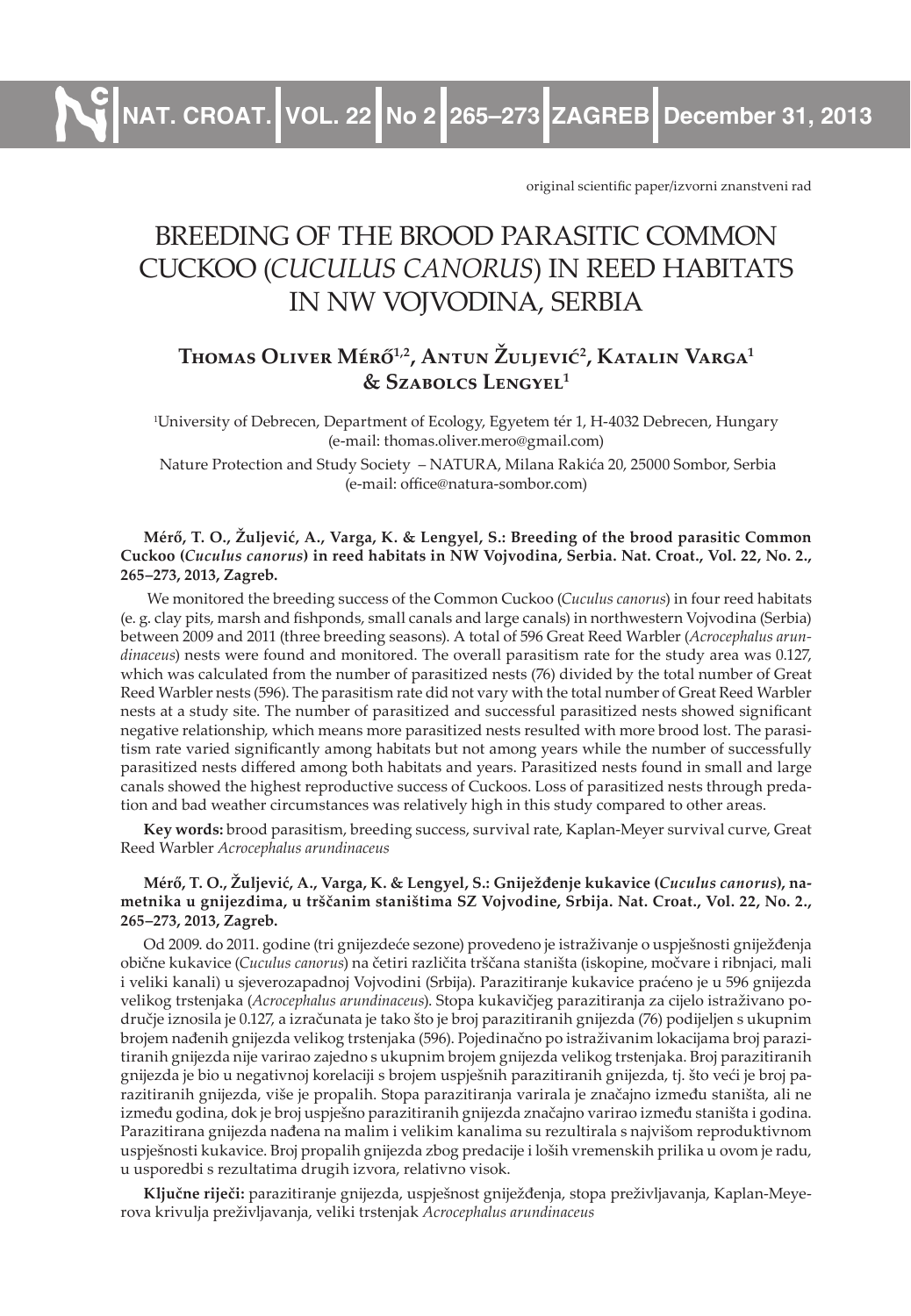original scientific paper/izvorni znanstveni rad

# BREEDING OF THE BROOD PARASITIC COMMON CUCKOO (*CUCULUS CANORUS*) IN REED HABITATS IN NW VOJVODINA, SERBIA

## Thomas Oliver Mérő[1,2], Antun Žuljević[2], Katalin Varga[1] & Szabolcs Lengyel[1]

[1]University of Debrecen, Department of Ecology, Egyetem tér 1, H-4032 Debrecen, Hungary (e-mail: thomas.oliver.mero@gmail.com)

Nature Protection and Study Society – NATURA, Milana Rakića 20, 25000 Sombor, Serbia (e-mail: office@natura-sombor.com)

**Mérő, T. O., Žuljević, A., Varga, K. & Lengyel, S.: Breeding of the brood parasitic Common Cuckoo (*Cuculus canorus*) in reed habitats in NW Vojvodina, Serbia. Nat. Croat., Vol. 22, No. 2., 265–273, 2013, Zagreb.**

We monitored the breeding success of the Common Cuckoo (*Cuculus canorus*) in four reed habitats (e. g. clay pits, marsh and fishponds, small canals and large canals) in northwestern Vojvodina (Serbia) between 2009 and 2011 (three breeding seasons). A total of 596 Great Reed Warbler (*Acrocephalus arundinaceus*) nests were found and monitored. The overall parasitism rate for the study area was 0.127, which was calculated from the number of parasitized nests (76) divided by the total number of Great Reed Warbler nests (596). The parasitism rate did not vary with the total number of Great Reed Warbler nests at a study site. The number of parasitized and successful parasitized nests showed significant negative relationship, which means more parasitized nests resulted with more brood lost. The parasitism rate varied significantly among habitats but not among years while the number of successfully parasitized nests differed among both habitats and years. Parasitized nests found in small and large canals showed the highest reproductive success of Cuckoos. Loss of parasitized nests through predation and bad weather circumstances was relatively high in this study compared to other areas.

**Key words:** brood parasitism, breeding success, survival rate, Kaplan-Meyer survival curve, Great Reed Warbler *Acrocephalus arundinaceus*

**Mérő, T. O., Žuljević, A., Varga, K. & Lengyel, S.: Gniježđenje kukavice (*Cuculus canorus*), nametnika u gnijezdima, u tršćanim staništima SZ Vojvodine, Srbija. Nat. Croat., Vol. 22, No. 2., 265–273, 2013, Zagreb.**

Od 2009. do 2011. godine (tri gnijezdeće sezone) provedeno je istraživanje o uspješnosti gniježđenja obične kukavice (*Cuculus canorus*) na četiri različita tršćana staništa (iskopine, močvare i ribnjaci, mali i veliki kanali) u sjeverozapadnoj Vojvodini (Srbija). Parazitiranje kukavice praćeno je u 596 gnijezda velikog trstenjaka (*Acrocephalus arundinaceus*). Stopa kukavičjeg parazitiranja za cijelo istraživano područje iznosila je 0.127, a izračunata je tako što je broj parazitiranih gnijezda (76) podijeljen s ukupnim brojem nađenih gnijezda velikog trstenjaka (596). Pojedinačno po istraživanim lokacijama broj parazitiranih gnijezda nije varirao zajedno s ukupnim brojem gnijezda velikog trstenjaka. Broj parazitiranih gnijezda je bio u negativnoj korelaciji s brojem uspješnih parazitiranih gnijezda, tj. što veći je broj parazitiranih gnijezda, više je propalih. Stopa parazitiranja varirala je značajno između staništa, ali ne između godina, dok je broj uspješno parazitiranih gnijezda značajno varirao između staništa i godina. Parazitirana gnijezda nađena na malim i velikim kanalima su rezultirala s najvišom reproduktivnom uspješnosti kukavice. Broj propalih gnijezda zbog predacije i loših vremenskih prilika u ovom je radu, u usporedbi s rezultatima drugih izvora, relativno visok.

**Ključne riječi:** parazitiranje gnijezda, uspješnost gniježđenja, stopa preživljavanja, Kaplan-Meyerova krivulja preživljavanja, veliki trstenjak *Acrocephalus arundinaceus*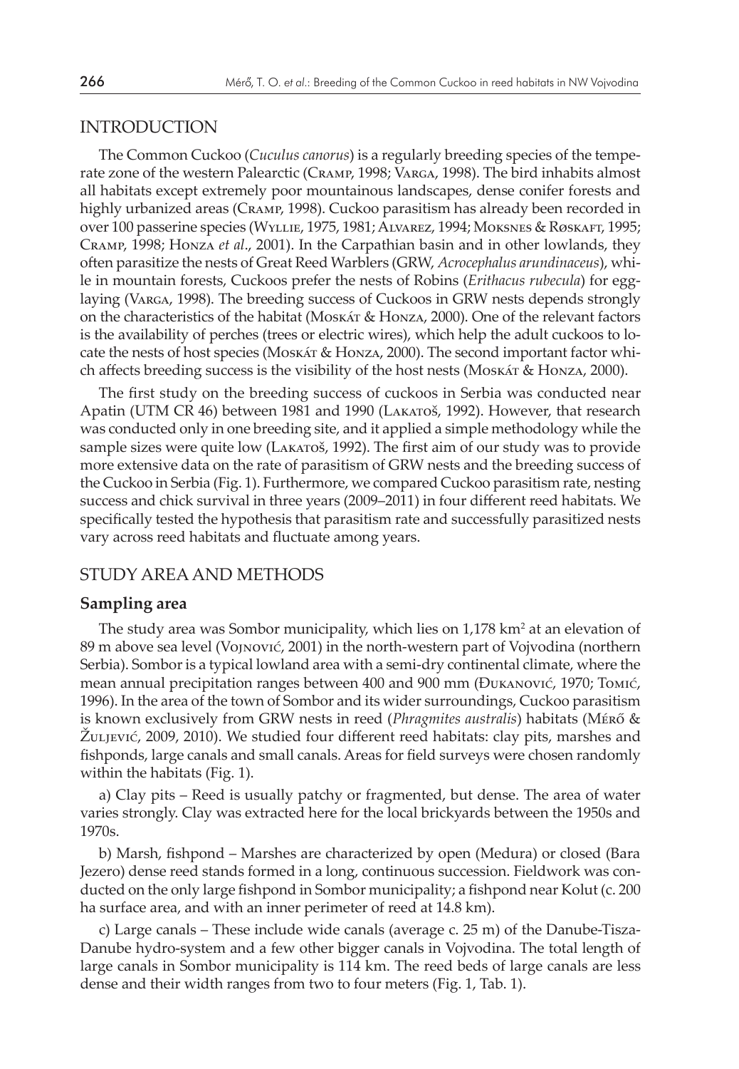## INTRODUCTION

The Common Cuckoo (*Cuculus canorus*) is a regularly breeding species of the temperate zone of the western Palearctic (Cramp, 1998; Varga, 1998). The bird inhabits almost all habitats except extremely poor mountainous landscapes, dense conifer forests and highly urbanized areas (Cramp, 1998). Cuckoo parasitism has already been recorded in over 100 passerine species (Wyllie, 1975, 1981; Alvarez, 1994; Moksnes & Røskaft, 1995; Cramp, 1998; Honza *et al*., 2001). In the Carpathian basin and in other lowlands, they often parasitize the nests of Great Reed Warblers (GRW, *Acrocephalus arundinaceus*), while in mountain forests, Cuckoos prefer the nests of Robins (*Erithacus rubecula*) for egg-laying (Varga, 1998). The breeding success of Cuckoos in GRW nests depends strongly on the characteristics of the habitat (Moskát & Honza, 2000). One of the relevant factors is the availability of perches (trees or electric wires), which help the adult cuckoos to locate the nests of host species (Moskát & Honza, 2000). The second important factor which affects breeding success is the visibility of the host nests (Moskát & Honza, 2000).

The first study on the breeding success of cuckoos in Serbia was conducted near Apatin (UTM CR 46) between 1981 and 1990 (Lakatoš, 1992). However, that research was conducted only in one breeding site, and it applied a simple methodology while the sample sizes were quite low (Lakatoš, 1992). The first aim of our study was to provide more extensive data on the rate of parasitism of GRW nests and the breeding success of the Cuckoo in Serbia (Fig. 1). Furthermore, we compared Cuckoo parasitism rate, nesting success and chick survival in three years (2009–2011) in four different reed habitats. We specifically tested the hypothesis that parasitism rate and successfully parasitized nests vary across reed habitats and fluctuate among years.

## STUDY AREA AND METHODS

### Sampling area

The study area was Sombor municipality, which lies on 1,178 km$^2$ at an elevation of 89 m above sea level (Vojnović, 2001) in the north-western part of Vojvodina (northern Serbia). Sombor is a typical lowland area with a semi-dry continental climate, where the mean annual precipitation ranges between 400 and 900 mm (Đukanović, 1970; Tomić, 1996). In the area of the town of Sombor and its wider surroundings, Cuckoo parasitism is known exclusively from GRW nests in reed (*Phragmites australis*) habitats (Mérő & Žuljević, 2009, 2010). We studied four different reed habitats: clay pits, marshes and fishponds, large canals and small canals. Areas for field surveys were chosen randomly within the habitats (Fig. 1).

a) Clay pits – Reed is usually patchy or fragmented, but dense. The area of water varies strongly. Clay was extracted here for the local brickyards between the 1950s and 1970s.

b) Marsh, fishpond – Marshes are characterized by open (Medura) or closed (Bara Jezero) dense reed stands formed in a long, continuous succession. Fieldwork was conducted on the only large fishpond in Sombor municipality; a fishpond near Kolut (c. 200 ha surface area, and with an inner perimeter of reed at 14.8 km).

c) Large canals – These include wide canals (average c. 25 m) of the Danube-Tisza-Danube hydro-system and a few other bigger canals in Vojvodina. The total length of large canals in Sombor municipality is 114 km. The reed beds of large canals are less dense and their width ranges from two to four meters (Fig. 1, Tab. 1).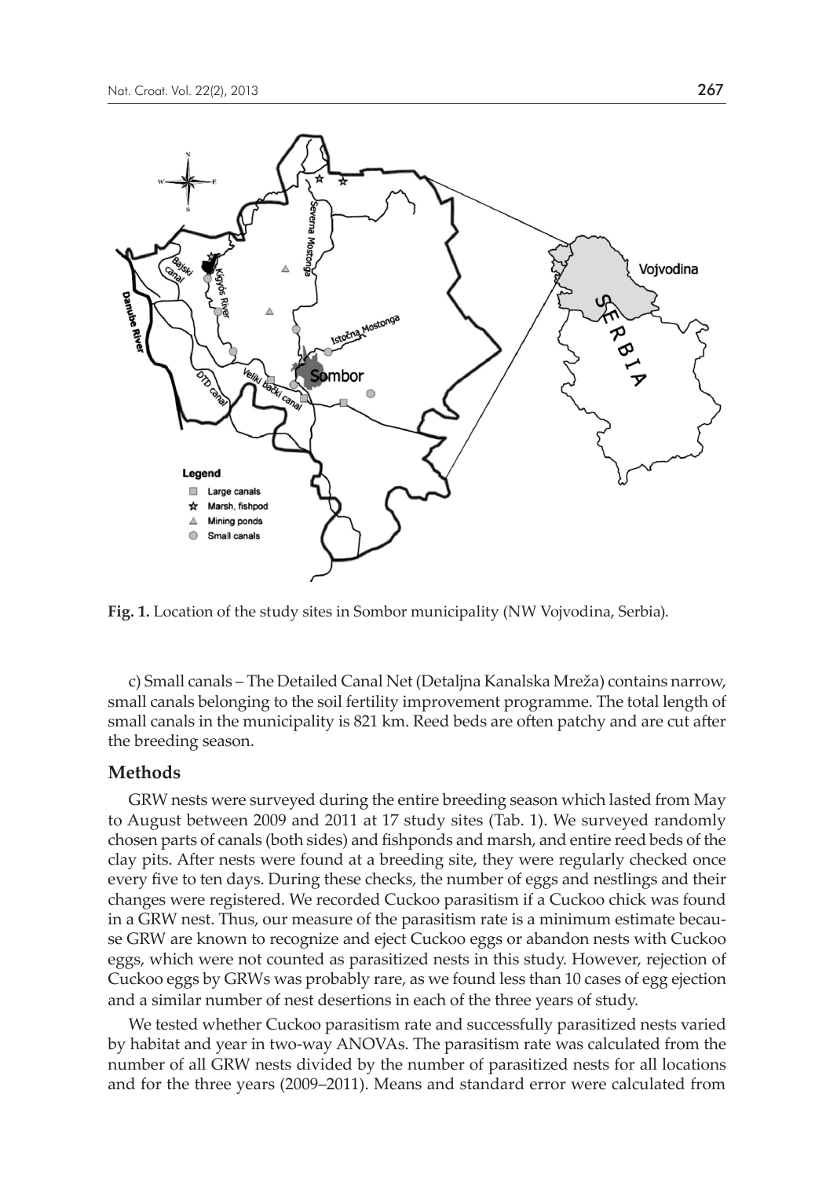**Fig. 1.** Location of the study sites in Sombor municipality (NW Vojvodina, Serbia).

c) Small canals – The Detailed Canal Net (Detaljna Kanalska Mreža) contains narrow, small canals belonging to the soil fertility improvement programme. The total length of small canals in the municipality is 821 km. Reed beds are often patchy and are cut after the breeding season.

## Methods

GRW nests were surveyed during the entire breeding season which lasted from May to August between 2009 and 2011 at 17 study sites (Tab. 1). We surveyed randomly chosen parts of canals (both sides) and fishponds and marsh, and entire reed beds of the clay pits. After nests were found at a breeding site, they were regularly checked once every five to ten days. During these checks, the number of eggs and nestlings and their changes were registered. We recorded Cuckoo parasitism if a Cuckoo chick was found in a GRW nest. Thus, our measure of the parasitism rate is a minimum estimate because GRW are known to recognize and eject Cuckoo eggs or abandon nests with Cuckoo eggs, which were not counted as parasitized nests in this study. However, rejection of Cuckoo eggs by GRWs was probably rare, as we found less than 10 cases of egg ejection and a similar number of nest desertions in each of the three years of study.

We tested whether Cuckoo parasitism rate and successfully parasitized nests varied by habitat and year in two-way ANOVAs. The parasitism rate was calculated from the number of all GRW nests divided by the number of parasitized nests for all locations and for the three years (2009–2011). Means and standard error were calculated from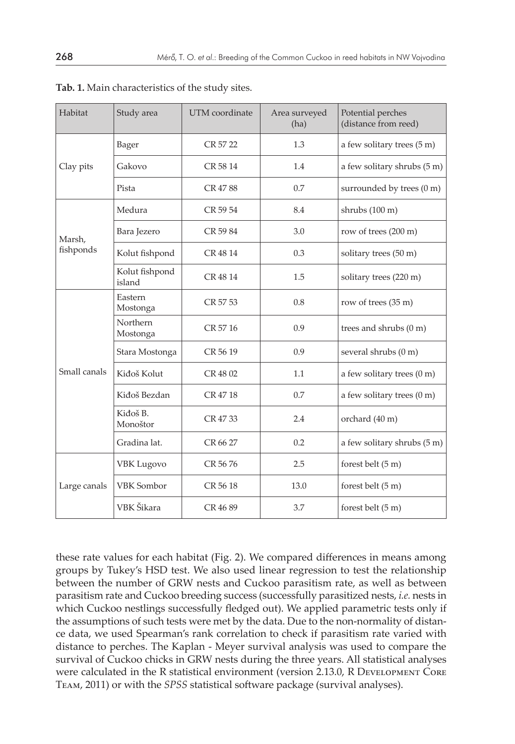**Tab. 1.** Main characteristics of the study sites.

| Habitat | Study area | UTM coordinate | Area surveyed (ha) | Potential perches (distance from reed) |
|---|---|---|---|---|
| Clay pits | Bager | CR 57 22 | 1.3 | a few solitary trees (5 m) |
| | Gakovo | CR 58 14 | 1.4 | a few solitary shrubs (5 m) |
| | Pista | CR 47 88 | 0.7 | surrounded by trees (0 m) |
| Marsh, fishponds | Medura | CR 59 54 | 8.4 | shrubs (100 m) |
| | Bara Jezero | CR 59 84 | 3.0 | row of trees (200 m) |
| | Kolut fishpond | CR 48 14 | 0.3 | solitary trees (50 m) |
| | Kolut fishpond island | CR 48 14 | 1.5 | solitary trees (220 m) |
| Small canals | Eastern Mostonga | CR 57 53 | 0.8 | row of trees (35 m) |
| | Northern Mostonga | CR 57 16 | 0.9 | trees and shrubs (0 m) |
| | Stara Mostonga | CR 56 19 | 0.9 | several shrubs (0 m) |
| | Kiđoš Kolut | CR 48 02 | 1.1 | a few solitary trees (0 m) |
| | Kiđoš Bezdan | CR 47 18 | 0.7 | a few solitary trees (0 m) |
| | Kiđoš B. Monoštor | CR 47 33 | 2.4 | orchard (40 m) |
| | Gradina lat. | CR 66 27 | 0.2 | a few solitary shrubs (5 m) |
| Large canals | VBK Lugovo | CR 56 76 | 2.5 | forest belt (5 m) |
| | VBK Sombor | CR 56 18 | 13.0 | forest belt (5 m) |
| | VBK Šikara | CR 46 89 | 3.7 | forest belt (5 m) |

these rate values for each habitat (Fig. 2). We compared differences in means among groups by Tukey's HSD test. We also used linear regression to test the relationship between the number of GRW nests and Cuckoo parasitism rate, as well as between parasitism rate and Cuckoo breeding success (successfully parasitized nests, *i.e.* nests in which Cuckoo nestlings successfully fledged out). We applied parametric tests only if the assumptions of such tests were met by the data. Due to the non-normality of distance data, we used Spearman's rank correlation to check if parasitism rate varied with distance to perches. The Kaplan - Meyer survival analysis was used to compare the survival of Cuckoo chicks in GRW nests during the three years. All statistical analyses were calculated in the R statistical environment (version 2.13.0, R Development Core Team, 2011) or with the *SPSS* statistical software package (survival analyses).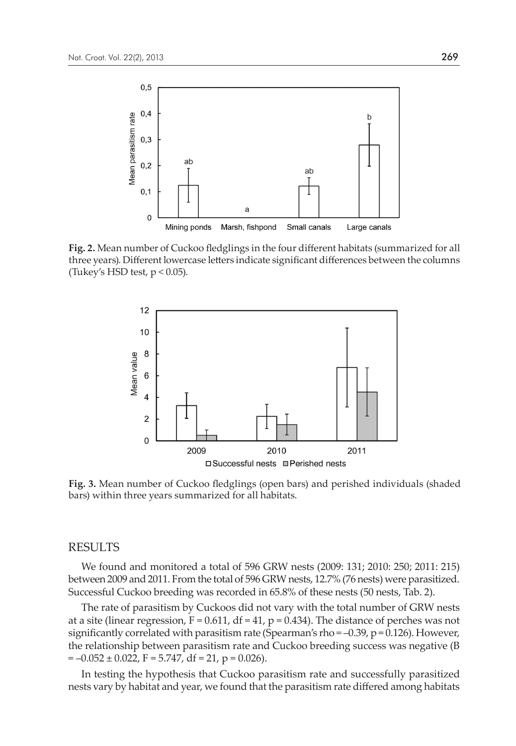**Fig. 2.** Mean number of Cuckoo fledglings in the four different habitats (summarized for all three years). Different lowercase letters indicate significant differences between the columns (Tukey's HSD test, $p < 0.05$).

**Fig. 3.** Mean number of Cuckoo fledglings (open bars) and perished individuals (shaded bars) within three years summarized for all habitats.

## RESULTS

We found and monitored a total of 596 GRW nests (2009: 131; 2010: 250; 2011: 215) between 2009 and 2011. From the total of 596 GRW nests, 12.7% (76 nests) were parasitized. Successful Cuckoo breeding was recorded in 65.8% of these nests (50 nests, Tab. 2).

The rate of parasitism by Cuckoos did not vary with the total number of GRW nests at a site (linear regression, $F = 0.611$, $df = 41$, $p = 0.434$). The distance of perches was not significantly correlated with parasitism rate (Spearman's $rho = -0.39$, $p = 0.126$). However, the relationship between parasitism rate and Cuckoo breeding success was negative ($B = -0.052 \pm 0.022$, $F = 5.747$, $df = 21$, $p = 0.026$).

In testing the hypothesis that Cuckoo parasitism rate and successfully parasitized nests vary by habitat and year, we found that the parasitism rate differed among habitats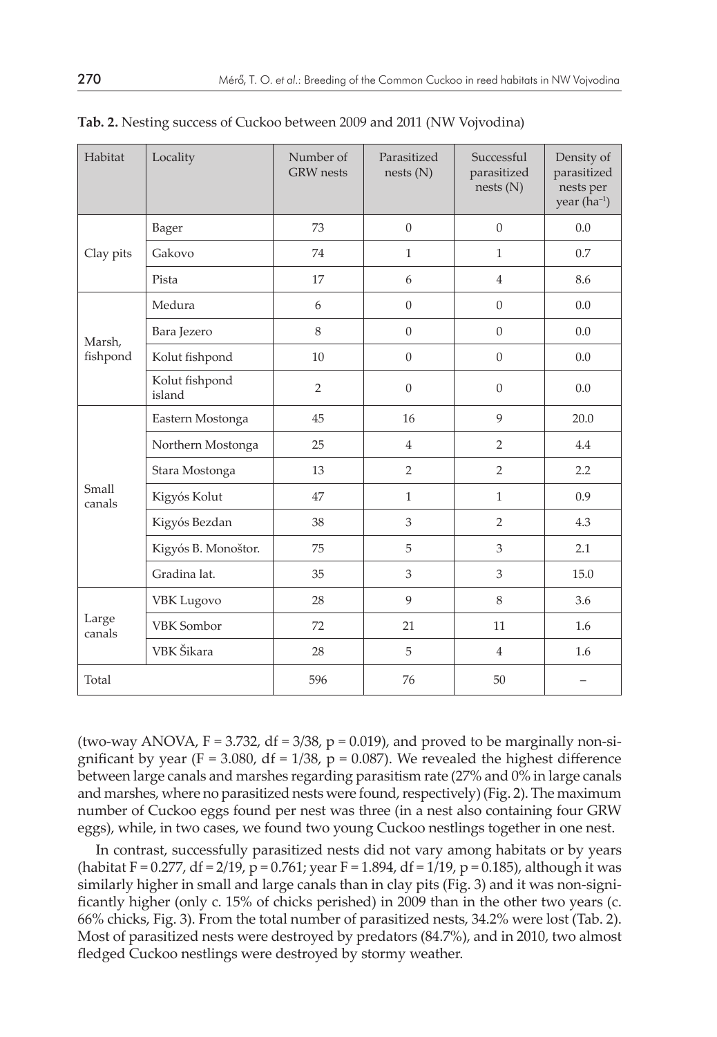**Tab. 2.** Nesting success of Cuckoo between 2009 and 2011 (NW Vojvodina)

| Habitat | Locality | Number of GRW nests | Parasitized nests (N) | Successful parasitized nests (N) | Density of parasitized nests per year (ha$^{-1}$) |
|---|---|---|---|---|---|
| Clay pits | Bager | 73 | 0 | 0 | 0.0 |
| | Gakovo | 74 | 1 | 1 | 0.7 |
| | Pista | 17 | 6 | 4 | 8.6 |
| Marsh, fishpond | Medura | 6 | 0 | 0 | 0.0 |
| | Bara Jezero | 8 | 0 | 0 | 0.0 |
| | Kolut fishpond | 10 | 0 | 0 | 0.0 |
| | Kolut fishpond island | 2 | 0 | 0 | 0.0 |
| Small canals | Eastern Mostonga | 45 | 16 | 9 | 20.0 |
| | Northern Mostonga | 25 | 4 | 2 | 4.4 |
| | Stara Mostonga | 13 | 2 | 2 | 2.2 |
| | Kigyós Kolut | 47 | 1 | 1 | 0.9 |
| | Kigyós Bezdan | 38 | 3 | 2 | 4.3 |
| | Kigyós B. Monoštor. | 75 | 5 | 3 | 2.1 |
| | Gradina lat. | 35 | 3 | 3 | 15.0 |
| Large canals | VBK Lugovo | 28 | 9 | 8 | 3.6 |
| | VBK Sombor | 72 | 21 | 11 | 1.6 |
| | VBK Šikara | 28 | 5 | 4 | 1.6 |
| Total | | 596 | 76 | 50 | – |

(two-way ANOVA, $F = 3.732$, $df = 3/38$, $p = 0.019$), and proved to be marginally non-significant by year ($F = 3.080$, $df = 1/38$, $p = 0.087$). We revealed the highest difference between large canals and marshes regarding parasitism rate (27% and 0% in large canals and marshes, where no parasitized nests were found, respectively) (Fig. 2). The maximum number of Cuckoo eggs found per nest was three (in a nest also containing four GRW eggs), while, in two cases, we found two young Cuckoo nestlings together in one nest.

In contrast, successfully parasitized nests did not vary among habitats or by years (habitat $F = 0.277$, $df = 2/19$, $p = 0.761$; year $F = 1.894$, $df = 1/19$, $p = 0.185$), although it was similarly higher in small and large canals than in clay pits (Fig. 3) and it was non-significantly higher (only c. 15% of chicks perished) in 2009 than in the other two years (c. 66% chicks, Fig. 3). From the total number of parasitized nests, 34.2% were lost (Tab. 2). Most of parasitized nests were destroyed by predators (84.7%), and in 2010, two almost fledged Cuckoo nestlings were destroyed by stormy weather.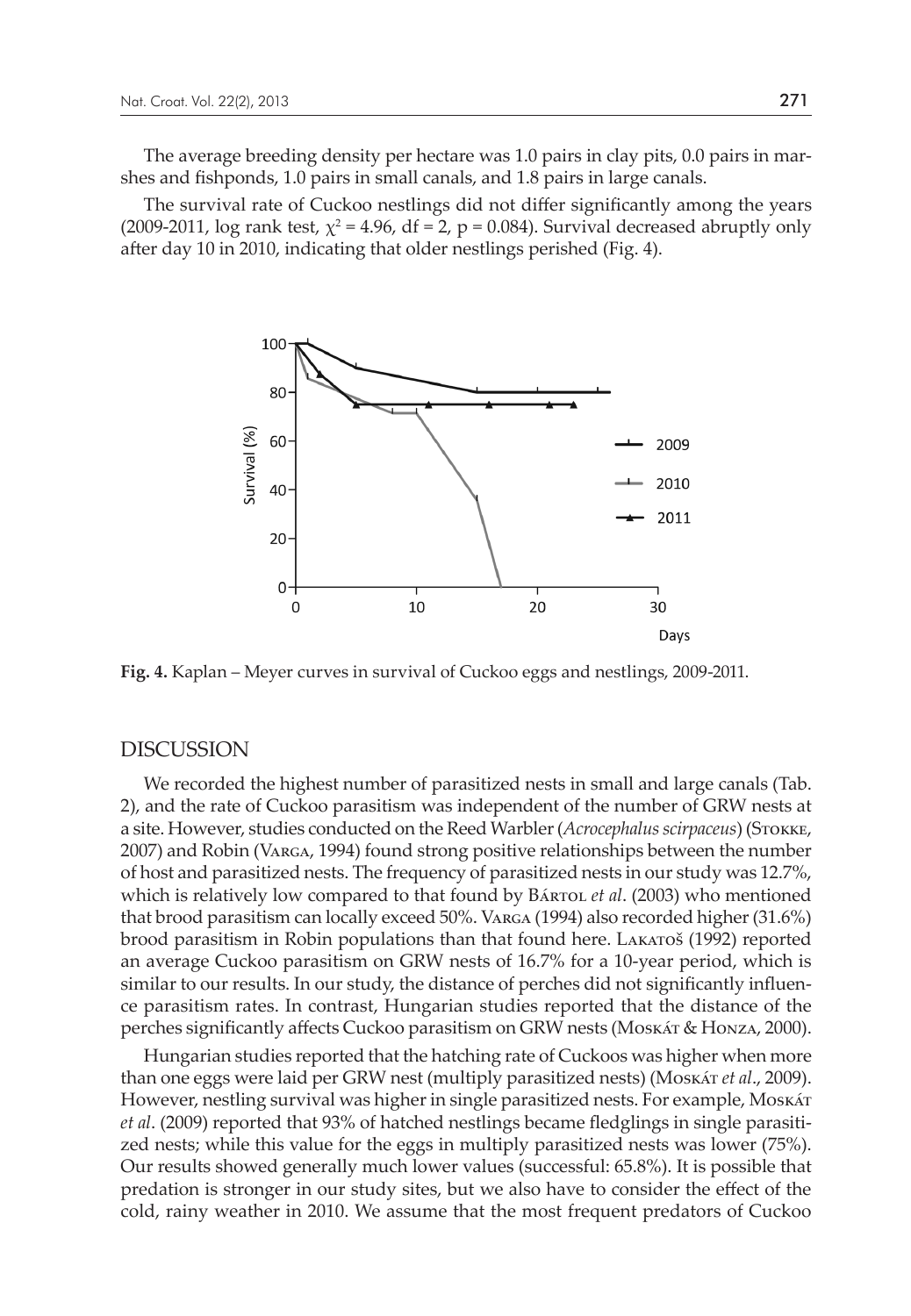The average breeding density per hectare was 1.0 pairs in clay pits, 0.0 pairs in marshes and fishponds, 1.0 pairs in small canals, and 1.8 pairs in large canals.

The survival rate of Cuckoo nestlings did not differ significantly among the years (2009-2011, log rank test, $\chi^2 = 4.96$, $df = 2$, $p = 0.084$). Survival decreased abruptly only after day 10 in 2010, indicating that older nestlings perished (Fig. 4).

**Fig. 4.** Kaplan – Meyer curves in survival of Cuckoo eggs and nestlings, 2009-2011.

## DISCUSSION

We recorded the highest number of parasitized nests in small and large canals (Tab. 2), and the rate of Cuckoo parasitism was independent of the number of GRW nests at a site. However, studies conducted on the Reed Warbler (*Acrocephalus scirpaceus*) (Stokke, 2007) and Robin (Varga, 1994) found strong positive relationships between the number of host and parasitized nests. The frequency of parasitized nests in our study was 12.7%, which is relatively low compared to that found by Bártol *et al*. (2003) who mentioned that brood parasitism can locally exceed 50%. Varga (1994) also recorded higher (31.6%) brood parasitism in Robin populations than that found here. Lakatoš (1992) reported an average Cuckoo parasitism on GRW nests of 16.7% for a 10-year period, which is similar to our results. In our study, the distance of perches did not significantly influence parasitism rates. In contrast, Hungarian studies reported that the distance of the perches significantly affects Cuckoo parasitism on GRW nests (Moskát & Honza, 2000).

Hungarian studies reported that the hatching rate of Cuckoos was higher when more than one eggs were laid per GRW nest (multiply parasitized nests) (Moskát *et al*., 2009). However, nestling survival was higher in single parasitized nests. For example, Moskát *et al*. (2009) reported that 93% of hatched nestlings became fledglings in single parasitized nests; while this value for the eggs in multiply parasitized nests was lower (75%). Our results showed generally much lower values (successful: 65.8%). It is possible that predation is stronger in our study sites, but we also have to consider the effect of the cold, rainy weather in 2010. We assume that the most frequent predators of Cuckoo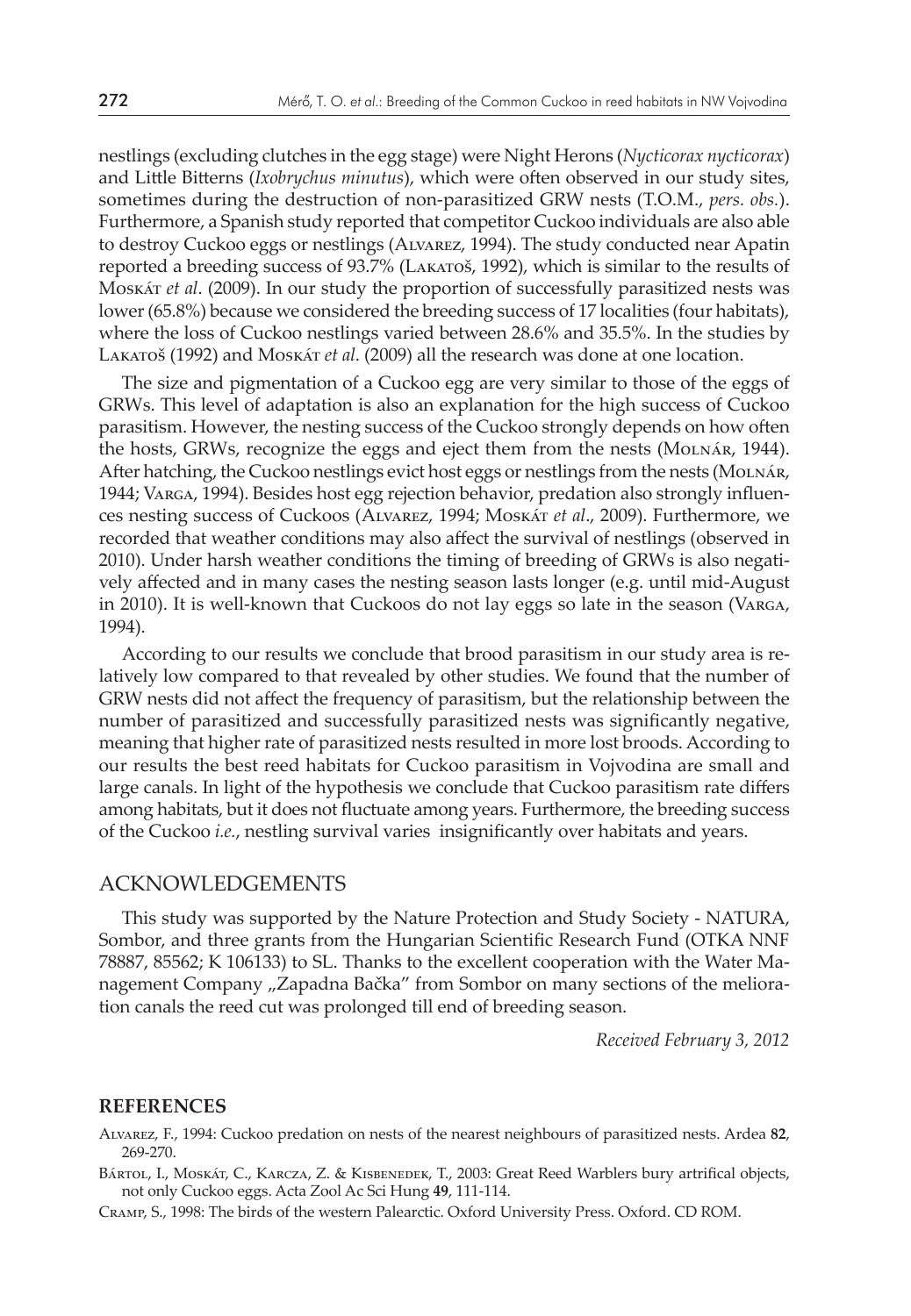nestlings (excluding clutches in the egg stage) were Night Herons (*Nycticorax nycticorax*) and Little Bitterns (*Ixobrychus minutus*), which were often observed in our study sites, sometimes during the destruction of non-parasitized GRW nests (T.O.M., *pers. obs.*). Furthermore, a Spanish study reported that competitor Cuckoo individuals are also able to destroy Cuckoo eggs or nestlings (Alvarez, 1994). The study conducted near Apatin reported a breeding success of 93.7% (Lakatoš, 1992), which is similar to the results of Moskát *et al*. (2009). In our study the proportion of successfully parasitized nests was lower (65.8%) because we considered the breeding success of 17 localities (four habitats), where the loss of Cuckoo nestlings varied between 28.6% and 35.5%. In the studies by Lakatoš (1992) and Moskát *et al*. (2009) all the research was done at one location.

The size and pigmentation of a Cuckoo egg are very similar to those of the eggs of GRWs. This level of adaptation is also an explanation for the high success of Cuckoo parasitism. However, the nesting success of the Cuckoo strongly depends on how often the hosts, GRWs, recognize the eggs and eject them from the nests (Molnár, 1944). After hatching, the Cuckoo nestlings evict host eggs or nestlings from the nests (Molnár, 1944; Varga, 1994). Besides host egg rejection behavior, predation also strongly influences nesting success of Cuckoos (Alvarez, 1994; Moskát *et al*., 2009). Furthermore, we recorded that weather conditions may also affect the survival of nestlings (observed in 2010). Under harsh weather conditions the timing of breeding of GRWs is also negatively affected and in many cases the nesting season lasts longer (e.g. until mid-August in 2010). It is well-known that Cuckoos do not lay eggs so late in the season (Varga, 1994).

According to our results we conclude that brood parasitism in our study area is relatively low compared to that revealed by other studies. We found that the number of GRW nests did not affect the frequency of parasitism, but the relationship between the number of parasitized and successfully parasitized nests was significantly negative, meaning that higher rate of parasitized nests resulted in more lost broods. According to our results the best reed habitats for Cuckoo parasitism in Vojvodina are small and large canals. In light of the hypothesis we conclude that Cuckoo parasitism rate differs among habitats, but it does not fluctuate among years. Furthermore, the breeding success of the Cuckoo *i.e.*, nestling survival varies insignificantly over habitats and years.

## ACKNOWLEDGEMENTS

This study was supported by the Nature Protection and Study Society - NATURA, Sombor, and three grants from the Hungarian Scientific Research Fund (OTKA NNF 78887, 85562; K 106133) to SL. Thanks to the excellent cooperation with the Water Management Company „Zapadna Bačka" from Sombor on many sections of the melioration canals the reed cut was prolonged till end of breeding season.

*Received February 3, 2012*

## REFERENCES

Alvarez, F., 1994: Cuckoo predation on nests of the nearest neighbours of parasitized nests. Ardea **82**, 269-270.

Bártol, I., Moskát, C., Karcza, Z. & Kisbenedek, T., 2003: Great Reed Warblers bury artrifical objects, not only Cuckoo eggs. Acta Zool Ac Sci Hung **49**, 111-114.

Cramp, S., 1998: The birds of the western Palearctic. Oxford University Press. Oxford. CD ROM.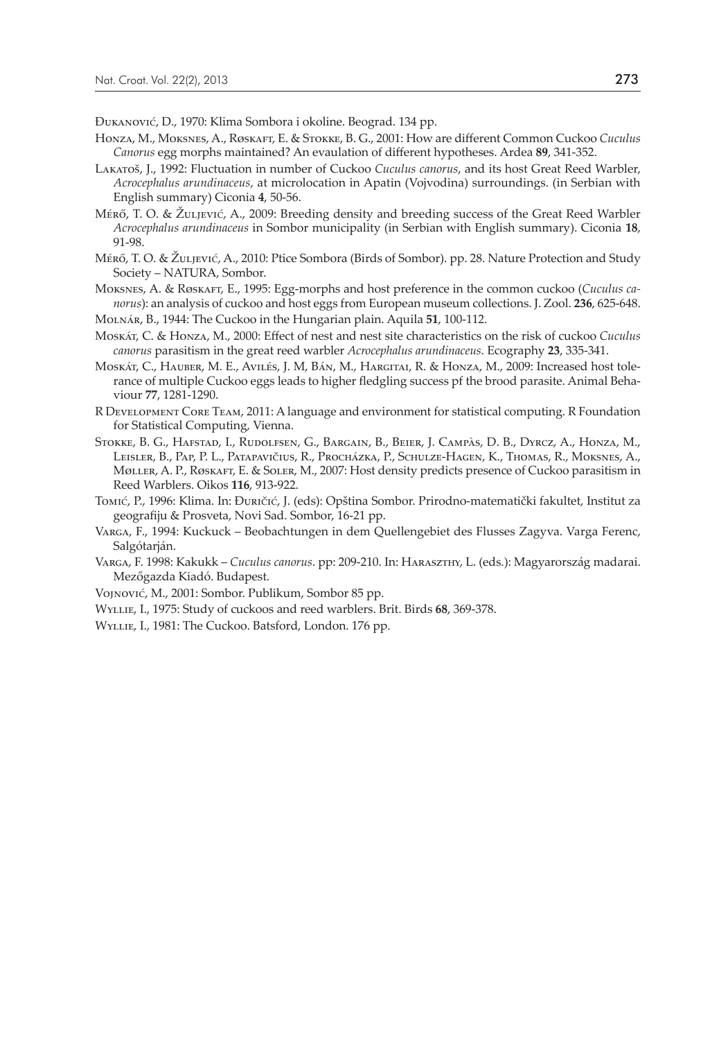Đukanović, D., 1970: Klima Sombora i okoline. Beograd. 134 pp.

Honza, M., Moksnes, A., Røskaft, E. & Stokke, B. G., 2001: How are different Common Cuckoo *Cuculus Canorus* egg morphs maintained? An evaulation of different hypotheses. Ardea **89**, 341-352.

Lakatoš, J., 1992: Fluctuation in number of Cuckoo *Cuculus canorus*, and its host Great Reed Warbler, *Acrocephalus arundinaceus*, at microlocation in Apatin (Vojvodina) surroundings. (in Serbian with English summary) Ciconia **4**, 50-56.

Mérő, T. O. & Žuljević, A., 2009: Breeding density and breeding success of the Great Reed Warbler *Acrocephalus arundinaceus* in Sombor municipality (in Serbian with English summary). Ciconia **18**, 91-98.

Mérő, T. O. & Žuljević, A., 2010: Ptice Sombora (Birds of Sombor). pp. 28. Nature Protection and Study Society – NATURA, Sombor.

Moksnes, A. & Røskaft, E., 1995: Egg-morphs and host preference in the common cuckoo (*Cuculus canorus*): an analysis of cuckoo and host eggs from European museum collections. J. Zool. **236**, 625-648.

Molnár, B., 1944: The Cuckoo in the Hungarian plain. Aquila **51**, 100-112.

Moskát, C. & Honza, M., 2000: Effect of nest and nest site characteristics on the risk of cuckoo *Cuculus canorus* parasitism in the great reed warbler *Acrocephalus arundinaceus*. Ecography **23**, 335-341.

Moskát, C., Hauber, M. E., Avilés, J. M, Bán, M., Hargitai, R. & Honza, M., 2009: Increased host tolerance of multiple Cuckoo eggs leads to higher fledgling success pf the brood parasite. Animal Behaviour **77**, 1281-1290.

R Development Core Team, 2011: A language and environment for statistical computing. R Foundation for Statistical Computing, Vienna.

Stokke, B. G., Hafstad, I., Rudolfsen, G., Bargain, B., Beier, J. Campàs, D. B., Dyrcz, A., Honza, M., Leisler, B., Pap, P. L., Patapavičius, R., Procházka, P., Schulze-Hagen, K., Thomas, R., Moksnes, A., Møller, A. P., Røskaft, E. & Soler, M., 2007: Host density predicts presence of Cuckoo parasitism in Reed Warblers. Oikos **116**, 913-922.

Tomić, P., 1996: Klima. In: Đuričić, J. (eds): Opština Sombor. Prirodno-matematički fakultet, Institut za geografiju & Prosveta, Novi Sad. Sombor, 16-21 pp.

Varga, F., 1994: Kuckuck – Beobachtungen in dem Quellengebiet des Flusses Zagyva. Varga Ferenc, Salgótarján.

Varga, F. 1998: Kakukk – *Cuculus canorus*. pp: 209-210. In: Haraszthy, L. (eds.): Magyarország madarai. Mezőgazda Kiadó. Budapest.

Vojnović, M., 2001: Sombor. Publikum, Sombor 85 pp.

Wyllie, I., 1975: Study of cuckoos and reed warblers. Brit. Birds **68**, 369-378.

Wyllie, I., 1981: The Cuckoo. Batsford, London. 176 pp.